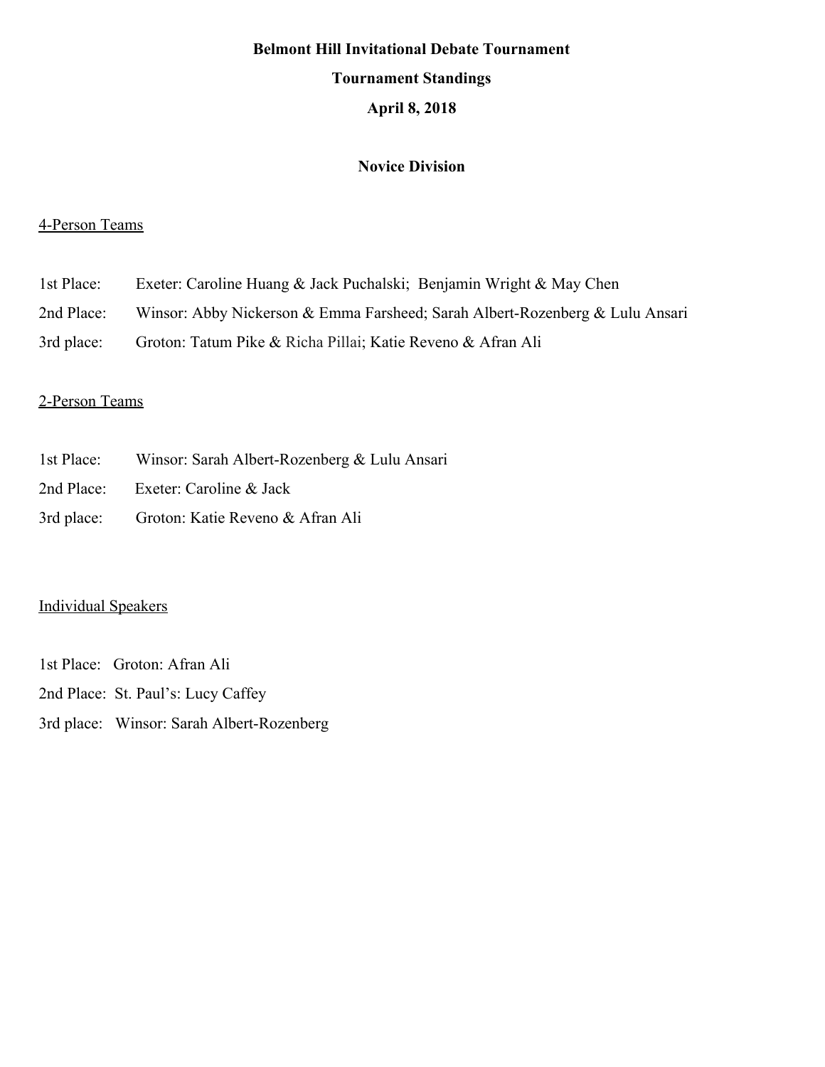# Belmont Hill Invitational Debate Tournament

## Tournament Standings

## April 8, 2018

### Novice Division

4-Person Teams

1st Place: Exeter: Caroline Huang & Jack Puchalski; Benjamin Wright & May Chen

2nd Place: Winsor: Abby Nickerson & Emma Farsheed; Sarah Albert-Rozenberg & Lulu Ansari

3rd place: Groton: Tatum Pike & Richa Pillai; Katie Reveno & Afran Ali

2-Person Teams

1st Place: Winsor: Sarah Albert-Rozenberg & Lulu Ansari

2nd Place: Exeter: Caroline & Jack

3rd place: Groton: Katie Reveno & Afran Ali

Individual Speakers

1st Place: Groton: Afran Ali

2nd Place: St. Paul's: Lucy Caffey

3rd place: Winsor: Sarah Albert-Rozenberg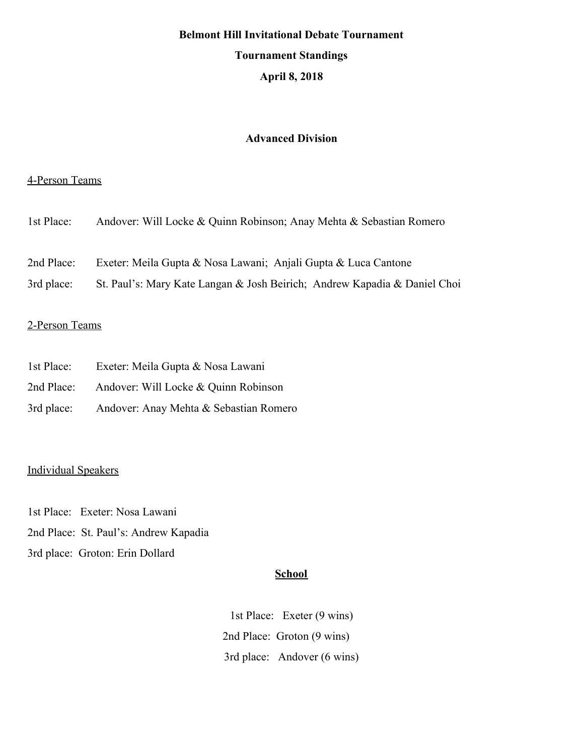**Belmont Hill Invitational Debate Tournament**

**Tournament Standings**

**April 8, 2018**

**Advanced Division**

4-Person Teams

1st Place: Andover: Will Locke & Quinn Robinson; Anay Mehta & Sebastian Romero

2nd Place: Exeter: Meila Gupta & Nosa Lawani; Anjali Gupta & Luca Cantone

3rd place: St. Paul's: Mary Kate Langan & Josh Beirich; Andrew Kapadia & Daniel Choi

2-Person Teams

1st Place: Exeter: Meila Gupta & Nosa Lawani

2nd Place: Andover: Will Locke & Quinn Robinson

3rd place: Andover: Anay Mehta & Sebastian Romero

Individual Speakers

1st Place: Exeter: Nosa Lawani

2nd Place: St. Paul's: Andrew Kapadia

3rd place: Groton: Erin Dollard

**School**

1st Place: Exeter (9 wins)

2nd Place: Groton (9 wins)

3rd place: Andover (6 wins)